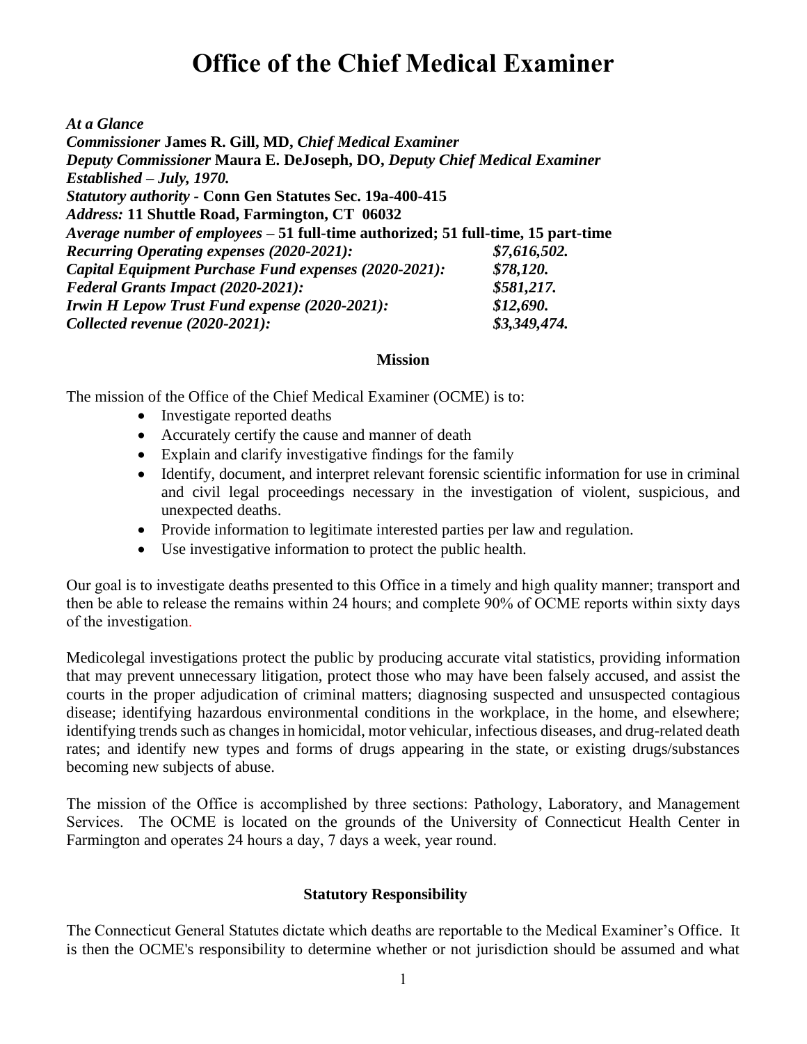# Office of the Chief Medical Examiner

***At a Glance***

***Commissioner* James R. Gill, MD, *Chief Medical Examiner***

***Deputy Commissioner* Maura E. DeJoseph, DO, *Deputy Chief Medical Examiner***

***Established – July, 1970.***

***Statutory authority* - Conn Gen Statutes Sec. 19a-400-415**

***Address:* 11 Shuttle Road, Farmington, CT 06032**

***Average number of employees* – 51 full-time authorized; 51 full-time, 15 part-time**

| | |
|---|---|
| ***Recurring Operating expenses (2020-2021):*** | ***$7,616,502.*** |
| ***Capital Equipment Purchase Fund expenses (2020-2021):*** | ***$78,120.*** |
| ***Federal Grants Impact (2020-2021):*** | ***$581,217.*** |
| ***Irwin H Lepow Trust Fund expense (2020-2021):*** | ***$12,690.*** |
| ***Collected revenue (2020-2021):*** | ***$3,349,474.*** |

## Mission

The mission of the Office of the Chief Medical Examiner (OCME) is to:

- Investigate reported deaths
- Accurately certify the cause and manner of death
- Explain and clarify investigative findings for the family
- Identify, document, and interpret relevant forensic scientific information for use in criminal and civil legal proceedings necessary in the investigation of violent, suspicious, and unexpected deaths.
- Provide information to legitimate interested parties per law and regulation.
- Use investigative information to protect the public health.

Our goal is to investigate deaths presented to this Office in a timely and high quality manner; transport and then be able to release the remains within 24 hours; and complete 90% of OCME reports within sixty days of the investigation.

Medicolegal investigations protect the public by producing accurate vital statistics, providing information that may prevent unnecessary litigation, protect those who may have been falsely accused, and assist the courts in the proper adjudication of criminal matters; diagnosing suspected and unsuspected contagious disease; identifying hazardous environmental conditions in the workplace, in the home, and elsewhere; identifying trends such as changes in homicidal, motor vehicular, infectious diseases, and drug-related death rates; and identify new types and forms of drugs appearing in the state, or existing drugs/substances becoming new subjects of abuse.

The mission of the Office is accomplished by three sections: Pathology, Laboratory, and Management Services. The OCME is located on the grounds of the University of Connecticut Health Center in Farmington and operates 24 hours a day, 7 days a week, year round.

## Statutory Responsibility

The Connecticut General Statutes dictate which deaths are reportable to the Medical Examiner's Office. It is then the OCME's responsibility to determine whether or not jurisdiction should be assumed and what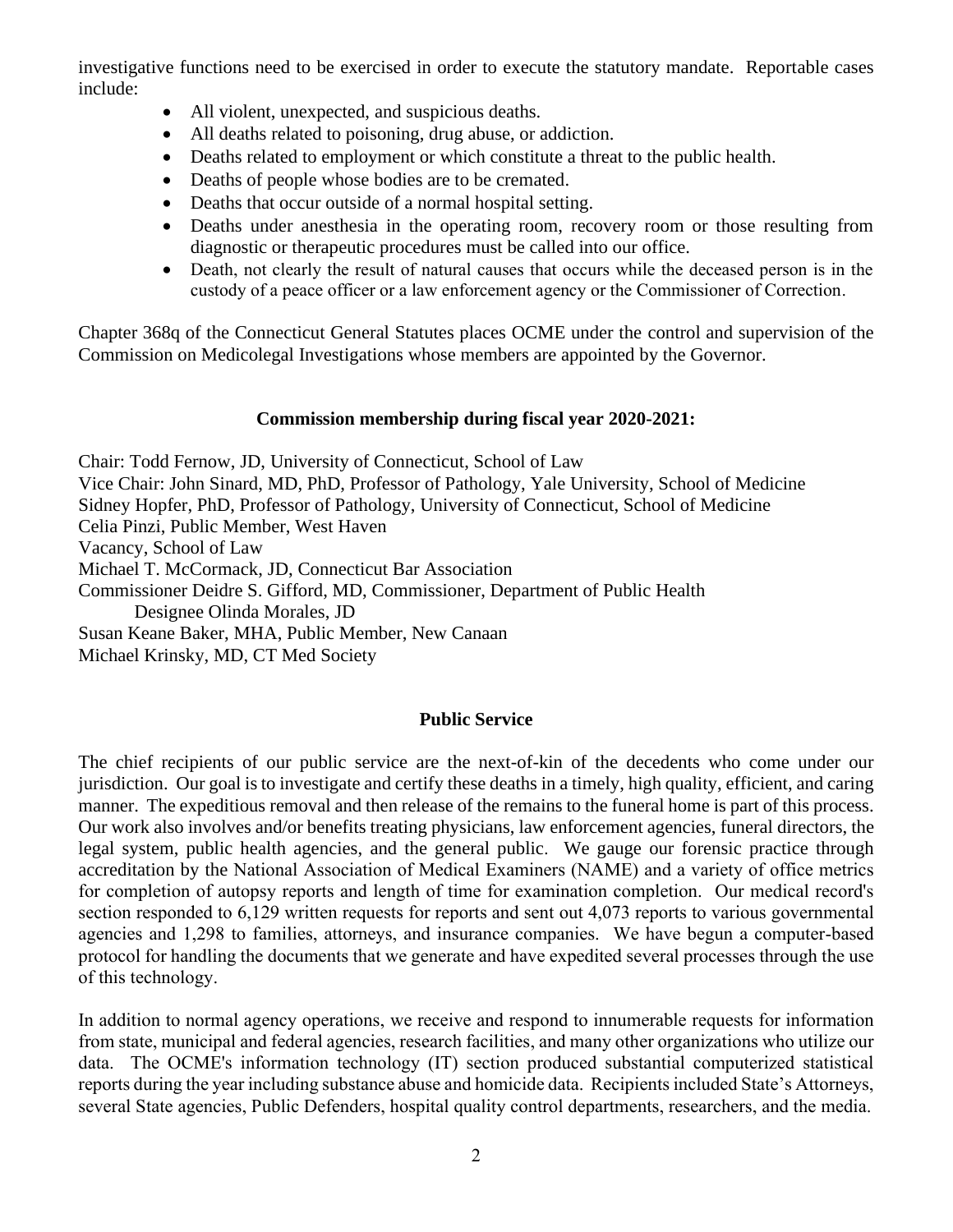investigative functions need to be exercised in order to execute the statutory mandate. Reportable cases include:

- All violent, unexpected, and suspicious deaths.
- All deaths related to poisoning, drug abuse, or addiction.
- Deaths related to employment or which constitute a threat to the public health.
- Deaths of people whose bodies are to be cremated.
- Deaths that occur outside of a normal hospital setting.
- Deaths under anesthesia in the operating room, recovery room or those resulting from diagnostic or therapeutic procedures must be called into our office.
- Death, not clearly the result of natural causes that occurs while the deceased person is in the custody of a peace officer or a law enforcement agency or the Commissioner of Correction.

Chapter 368q of the Connecticut General Statutes places OCME under the control and supervision of the Commission on Medicolegal Investigations whose members are appointed by the Governor.

**Commission membership during fiscal year 2020-2021:**

Chair: Todd Fernow, JD, University of Connecticut, School of Law
Vice Chair: John Sinard, MD, PhD, Professor of Pathology, Yale University, School of Medicine
Sidney Hopfer, PhD, Professor of Pathology, University of Connecticut, School of Medicine
Celia Pinzi, Public Member, West Haven
Vacancy, School of Law
Michael T. McCormack, JD, Connecticut Bar Association
Commissioner Deidre S. Gifford, MD, Commissioner, Department of Public Health
    Designee Olinda Morales, JD
Susan Keane Baker, MHA, Public Member, New Canaan
Michael Krinsky, MD, CT Med Society

**Public Service**

The chief recipients of our public service are the next-of-kin of the decedents who come under our jurisdiction. Our goal is to investigate and certify these deaths in a timely, high quality, efficient, and caring manner. The expeditious removal and then release of the remains to the funeral home is part of this process. Our work also involves and/or benefits treating physicians, law enforcement agencies, funeral directors, the legal system, public health agencies, and the general public. We gauge our forensic practice through accreditation by the National Association of Medical Examiners (NAME) and a variety of office metrics for completion of autopsy reports and length of time for examination completion. Our medical record's section responded to 6,129 written requests for reports and sent out 4,073 reports to various governmental agencies and 1,298 to families, attorneys, and insurance companies. We have begun a computer-based protocol for handling the documents that we generate and have expedited several processes through the use of this technology.

In addition to normal agency operations, we receive and respond to innumerable requests for information from state, municipal and federal agencies, research facilities, and many other organizations who utilize our data. The OCME's information technology (IT) section produced substantial computerized statistical reports during the year including substance abuse and homicide data. Recipients included State's Attorneys, several State agencies, Public Defenders, hospital quality control departments, researchers, and the media.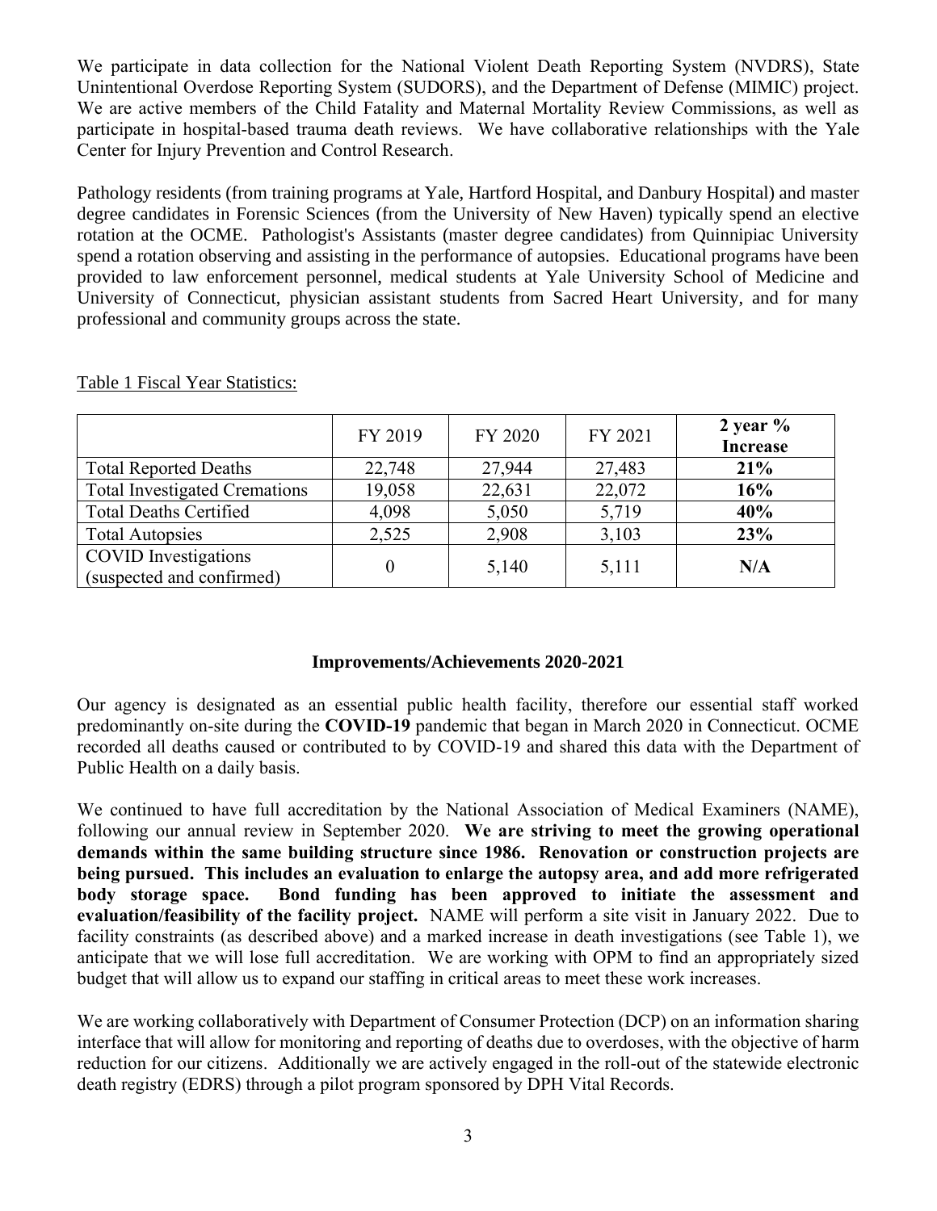We participate in data collection for the National Violent Death Reporting System (NVDRS), State Unintentional Overdose Reporting System (SUDORS), and the Department of Defense (MIMIC) project. We are active members of the Child Fatality and Maternal Mortality Review Commissions, as well as participate in hospital-based trauma death reviews. We have collaborative relationships with the Yale Center for Injury Prevention and Control Research.

Pathology residents (from training programs at Yale, Hartford Hospital, and Danbury Hospital) and master degree candidates in Forensic Sciences (from the University of New Haven) typically spend an elective rotation at the OCME. Pathologist's Assistants (master degree candidates) from Quinnipiac University spend a rotation observing and assisting in the performance of autopsies. Educational programs have been provided to law enforcement personnel, medical students at Yale University School of Medicine and University of Connecticut, physician assistant students from Sacred Heart University, and for many professional and community groups across the state.

Table 1 Fiscal Year Statistics:

| | FY 2019 | FY 2020 | FY 2021 | **2 year % Increase** |
|---|---|---|---|---|
| Total Reported Deaths | 22,748 | 27,944 | 27,483 | **21%** |
| Total Investigated Cremations | 19,058 | 22,631 | 22,072 | **16%** |
| Total Deaths Certified | 4,098 | 5,050 | 5,719 | **40%** |
| Total Autopsies | 2,525 | 2,908 | 3,103 | **23%** |
| COVID Investigations (suspected and confirmed) | 0 | 5,140 | 5,111 | **N/A** |

## Improvements/Achievements 2020-2021

Our agency is designated as an essential public health facility, therefore our essential staff worked predominantly on-site during the **COVID-19** pandemic that began in March 2020 in Connecticut. OCME recorded all deaths caused or contributed to by COVID-19 and shared this data with the Department of Public Health on a daily basis.

We continued to have full accreditation by the National Association of Medical Examiners (NAME), following our annual review in September 2020. **We are striving to meet the growing operational demands within the same building structure since 1986. Renovation or construction projects are being pursued. This includes an evaluation to enlarge the autopsy area, and add more refrigerated body storage space. Bond funding has been approved to initiate the assessment and evaluation/feasibility of the facility project.** NAME will perform a site visit in January 2022. Due to facility constraints (as described above) and a marked increase in death investigations (see Table 1), we anticipate that we will lose full accreditation. We are working with OPM to find an appropriately sized budget that will allow us to expand our staffing in critical areas to meet these work increases.

We are working collaboratively with Department of Consumer Protection (DCP) on an information sharing interface that will allow for monitoring and reporting of deaths due to overdoses, with the objective of harm reduction for our citizens. Additionally we are actively engaged in the roll-out of the statewide electronic death registry (EDRS) through a pilot program sponsored by DPH Vital Records.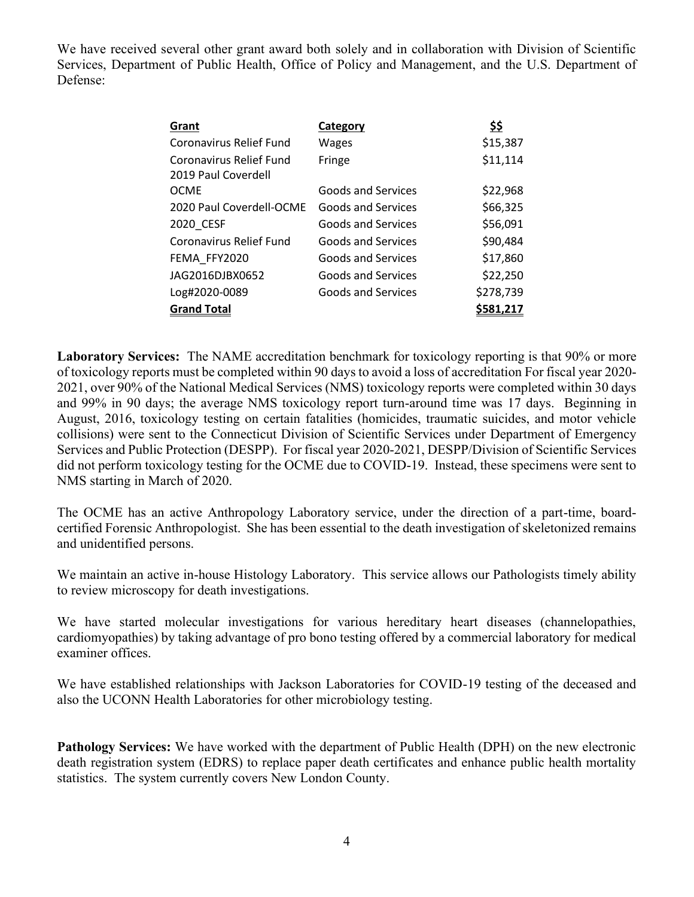We have received several other grant award both solely and in collaboration with Division of Scientific Services, Department of Public Health, Office of Policy and Management, and the U.S. Department of Defense:

| Grant | Category | $$ |
|---|---|---|
| Coronavirus Relief Fund | Wages | $15,387 |
| Coronavirus Relief Fund | Fringe | $11,114 |
| 2019 Paul Coverdell OCME | Goods and Services | $22,968 |
| 2020 Paul Coverdell-OCME | Goods and Services | $66,325 |
| 2020_CESF | Goods and Services | $56,091 |
| Coronavirus Relief Fund | Goods and Services | $90,484 |
| FEMA_FFY2020 | Goods and Services | $17,860 |
| JAG2016DJBX0652 | Goods and Services | $22,250 |
| Log#2020-0089 | Goods and Services | $278,739 |
| **Grand Total** | | **$581,217** |

**Laboratory Services:** The NAME accreditation benchmark for toxicology reporting is that 90% or more of toxicology reports must be completed within 90 days to avoid a loss of accreditation For fiscal year 2020-2021, over 90% of the National Medical Services (NMS) toxicology reports were completed within 30 days and 99% in 90 days; the average NMS toxicology report turn-around time was 17 days. Beginning in August, 2016, toxicology testing on certain fatalities (homicides, traumatic suicides, and motor vehicle collisions) were sent to the Connecticut Division of Scientific Services under Department of Emergency Services and Public Protection (DESPP). For fiscal year 2020-2021, DESPP/Division of Scientific Services did not perform toxicology testing for the OCME due to COVID-19. Instead, these specimens were sent to NMS starting in March of 2020.

The OCME has an active Anthropology Laboratory service, under the direction of a part-time, board-certified Forensic Anthropologist. She has been essential to the death investigation of skeletonized remains and unidentified persons.

We maintain an active in-house Histology Laboratory. This service allows our Pathologists timely ability to review microscopy for death investigations.

We have started molecular investigations for various hereditary heart diseases (channelopathies, cardiomyopathies) by taking advantage of pro bono testing offered by a commercial laboratory for medical examiner offices.

We have established relationships with Jackson Laboratories for COVID-19 testing of the deceased and also the UCONN Health Laboratories for other microbiology testing.

**Pathology Services:** We have worked with the department of Public Health (DPH) on the new electronic death registration system (EDRS) to replace paper death certificates and enhance public health mortality statistics. The system currently covers New London County.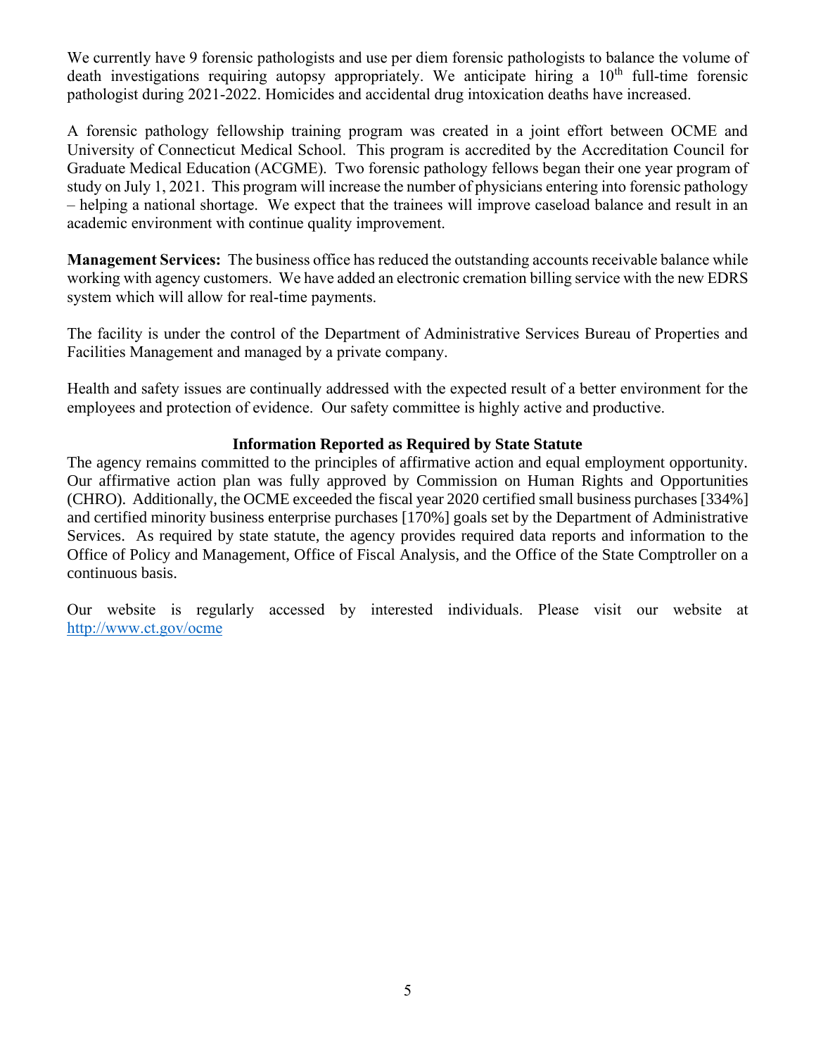We currently have 9 forensic pathologists and use per diem forensic pathologists to balance the volume of death investigations requiring autopsy appropriately. We anticipate hiring a 10th full-time forensic pathologist during 2021-2022. Homicides and accidental drug intoxication deaths have increased.

A forensic pathology fellowship training program was created in a joint effort between OCME and University of Connecticut Medical School. This program is accredited by the Accreditation Council for Graduate Medical Education (ACGME). Two forensic pathology fellows began their one year program of study on July 1, 2021. This program will increase the number of physicians entering into forensic pathology – helping a national shortage. We expect that the trainees will improve caseload balance and result in an academic environment with continue quality improvement.

**Management Services:** The business office has reduced the outstanding accounts receivable balance while working with agency customers. We have added an electronic cremation billing service with the new EDRS system which will allow for real-time payments.

The facility is under the control of the Department of Administrative Services Bureau of Properties and Facilities Management and managed by a private company.

Health and safety issues are continually addressed with the expected result of a better environment for the employees and protection of evidence. Our safety committee is highly active and productive.

## Information Reported as Required by State Statute

The agency remains committed to the principles of affirmative action and equal employment opportunity. Our affirmative action plan was fully approved by Commission on Human Rights and Opportunities (CHRO). Additionally, the OCME exceeded the fiscal year 2020 certified small business purchases [334%] and certified minority business enterprise purchases [170%] goals set by the Department of Administrative Services. As required by state statute, the agency provides required data reports and information to the Office of Policy and Management, Office of Fiscal Analysis, and the Office of the State Comptroller on a continuous basis.

Our website is regularly accessed by interested individuals. Please visit our website at http://www.ct.gov/ocme